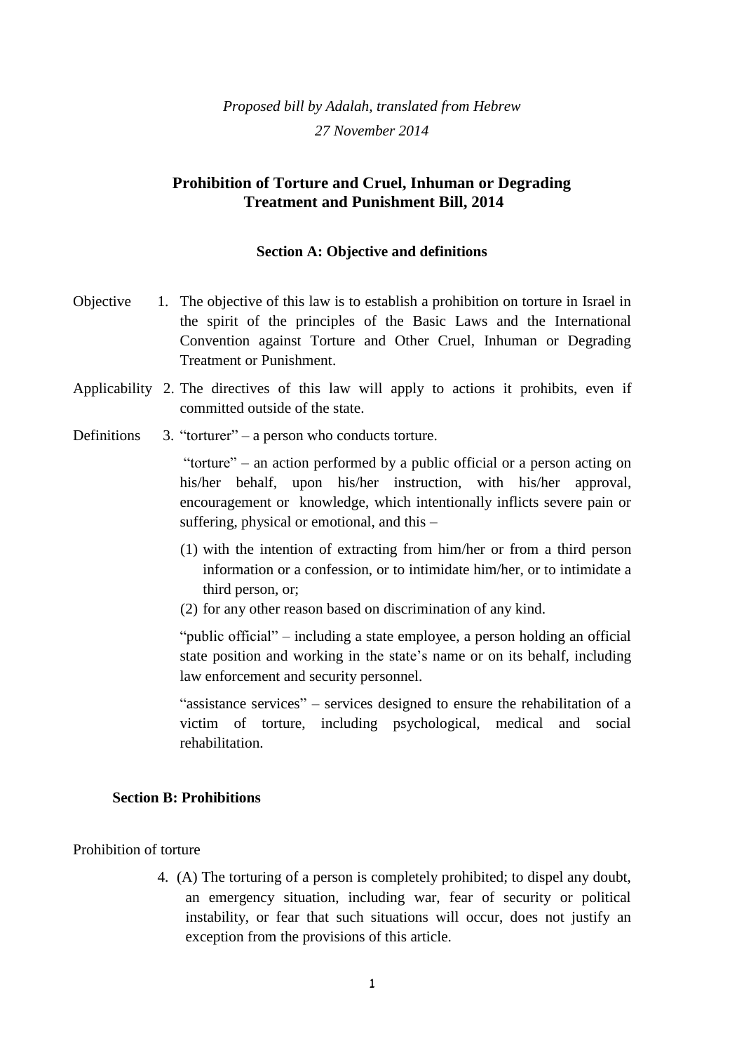*Proposed bill by Adalah, translated from Hebrew*

*27 November 2014*

# Prohibition of Torture and Cruel, Inhuman or Degrading Treatment and Punishment Bill, 2014

## Section A: Objective and definitions

Objective 1. The objective of this law is to establish a prohibition on torture in Israel in the spirit of the principles of the Basic Laws and the International Convention against Torture and Other Cruel, Inhuman or Degrading Treatment or Punishment.

Applicability 2. The directives of this law will apply to actions it prohibits, even if committed outside of the state.

Definitions 3. "torturer" – a person who conducts torture.

"torture" – an action performed by a public official or a person acting on his/her behalf, upon his/her instruction, with his/her approval, encouragement or knowledge, which intentionally inflicts severe pain or suffering, physical or emotional, and this –

(1) with the intention of extracting from him/her or from a third person information or a confession, or to intimidate him/her, or to intimidate a third person, or;

(2) for any other reason based on discrimination of any kind.

"public official" – including a state employee, a person holding an official state position and working in the state's name or on its behalf, including law enforcement and security personnel.

"assistance services" – services designed to ensure the rehabilitation of a victim of torture, including psychological, medical and social rehabilitation.

## Section B: Prohibitions

Prohibition of torture

4. (A) The torturing of a person is completely prohibited; to dispel any doubt, an emergency situation, including war, fear of security or political instability, or fear that such situations will occur, does not justify an exception from the provisions of this article.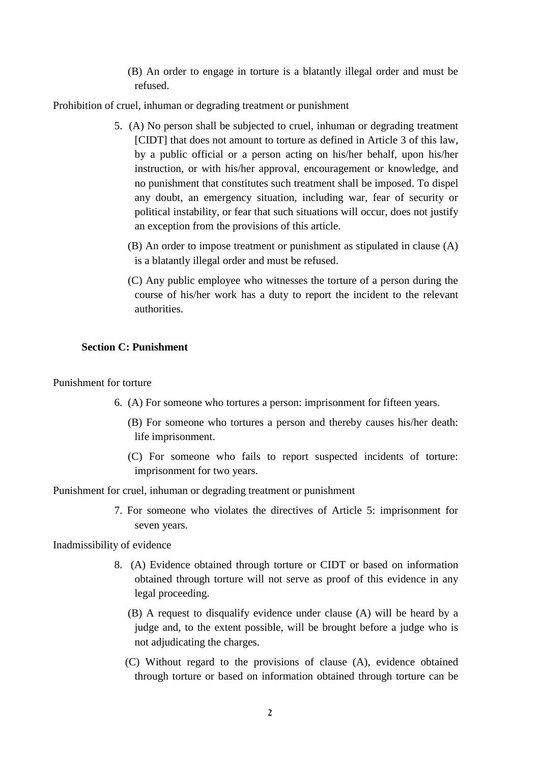(B) An order to engage in torture is a blatantly illegal order and must be refused.

Prohibition of cruel, inhuman or degrading treatment or punishment

5. (A) No person shall be subjected to cruel, inhuman or degrading treatment [CIDT] that does not amount to torture as defined in Article 3 of this law, by a public official or a person acting on his/her behalf, upon his/her instruction, or with his/her approval, encouragement or knowledge, and no punishment that constitutes such treatment shall be imposed. To dispel any doubt, an emergency situation, including war, fear of security or political instability, or fear that such situations will occur, does not justify an exception from the provisions of this article.

   (B) An order to impose treatment or punishment as stipulated in clause (A) is a blatantly illegal order and must be refused.

   (C) Any public employee who witnesses the torture of a person during the course of his/her work has a duty to report the incident to the relevant authorities.

## Section C: Punishment

Punishment for torture

6. (A) For someone who tortures a person: imprisonment for fifteen years.

   (B) For someone who tortures a person and thereby causes his/her death: life imprisonment.

   (C) For someone who fails to report suspected incidents of torture: imprisonment for two years.

Punishment for cruel, inhuman or degrading treatment or punishment

7. For someone who violates the directives of Article 5: imprisonment for seven years.

Inadmissibility of evidence

8. (A) Evidence obtained through torture or CIDT or based on information obtained through torture will not serve as proof of this evidence in any legal proceeding.

   (B) A request to disqualify evidence under clause (A) will be heard by a judge and, to the extent possible, will be brought before a judge who is not adjudicating the charges.

   (C) Without regard to the provisions of clause (A), evidence obtained through torture or based on information obtained through torture can be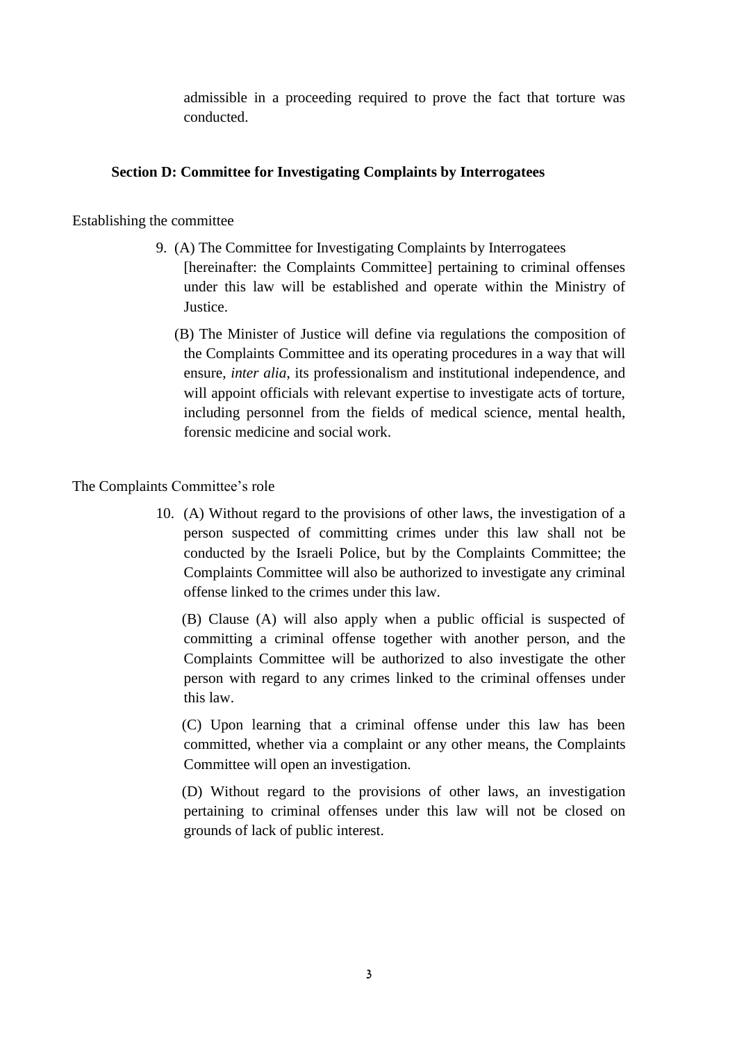admissible in a proceeding required to prove the fact that torture was conducted.

### Section D: Committee for Investigating Complaints by Interrogatees

Establishing the committee

9. (A) The Committee for Investigating Complaints by Interrogatees [hereinafter: the Complaints Committee] pertaining to criminal offenses under this law will be established and operate within the Ministry of Justice.

   (B) The Minister of Justice will define via regulations the composition of the Complaints Committee and its operating procedures in a way that will ensure, *inter alia,* its professionalism and institutional independence, and will appoint officials with relevant expertise to investigate acts of torture, including personnel from the fields of medical science, mental health, forensic medicine and social work.

The Complaints Committee's role

10. (A) Without regard to the provisions of other laws, the investigation of a person suspected of committing crimes under this law shall not be conducted by the Israeli Police, but by the Complaints Committee; the Complaints Committee will also be authorized to investigate any criminal offense linked to the crimes under this law.

    (B) Clause (A) will also apply when a public official is suspected of committing a criminal offense together with another person, and the Complaints Committee will be authorized to also investigate the other person with regard to any crimes linked to the criminal offenses under this law.

    (C) Upon learning that a criminal offense under this law has been committed, whether via a complaint or any other means, the Complaints Committee will open an investigation.

    (D) Without regard to the provisions of other laws, an investigation pertaining to criminal offenses under this law will not be closed on grounds of lack of public interest.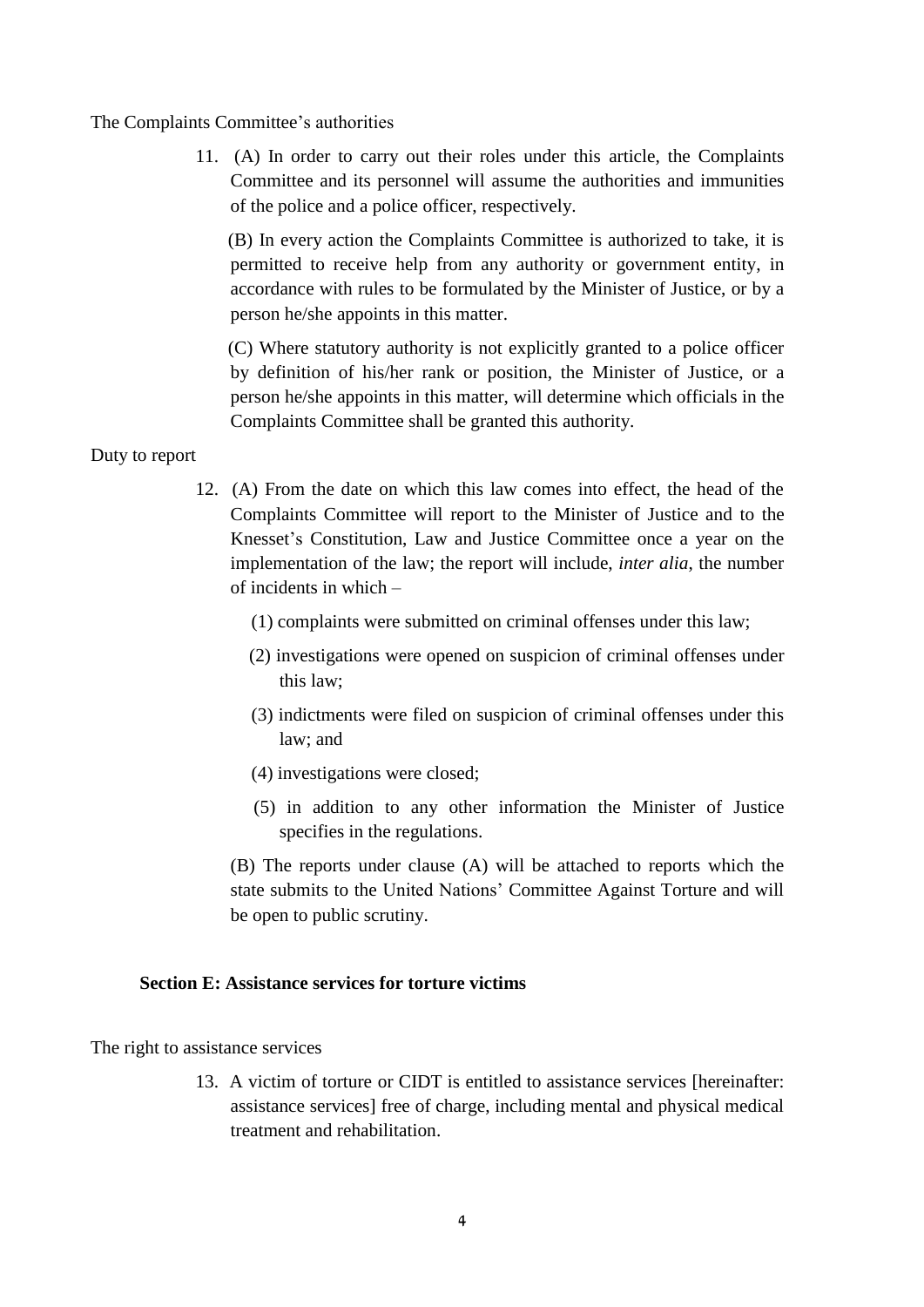The Complaints Committee's authorities

11. (A) In order to carry out their roles under this article, the Complaints Committee and its personnel will assume the authorities and immunities of the police and a police officer, respectively.

    (B) In every action the Complaints Committee is authorized to take, it is permitted to receive help from any authority or government entity, in accordance with rules to be formulated by the Minister of Justice, or by a person he/she appoints in this matter.

    (C) Where statutory authority is not explicitly granted to a police officer by definition of his/her rank or position, the Minister of Justice, or a person he/she appoints in this matter, will determine which officials in the Complaints Committee shall be granted this authority.

Duty to report

12. (A) From the date on which this law comes into effect, the head of the Complaints Committee will report to the Minister of Justice and to the Knesset's Constitution, Law and Justice Committee once a year on the implementation of the law; the report will include, *inter alia*, the number of incidents in which –

    (1) complaints were submitted on criminal offenses under this law;

    (2) investigations were opened on suspicion of criminal offenses under this law;

    (3) indictments were filed on suspicion of criminal offenses under this law; and

    (4) investigations were closed;

    (5) in addition to any other information the Minister of Justice specifies in the regulations.

    (B) The reports under clause (A) will be attached to reports which the state submits to the United Nations' Committee Against Torture and will be open to public scrutiny.

## Section E: Assistance services for torture victims

The right to assistance services

13. A victim of torture or CIDT is entitled to assistance services [hereinafter: assistance services] free of charge, including mental and physical medical treatment and rehabilitation.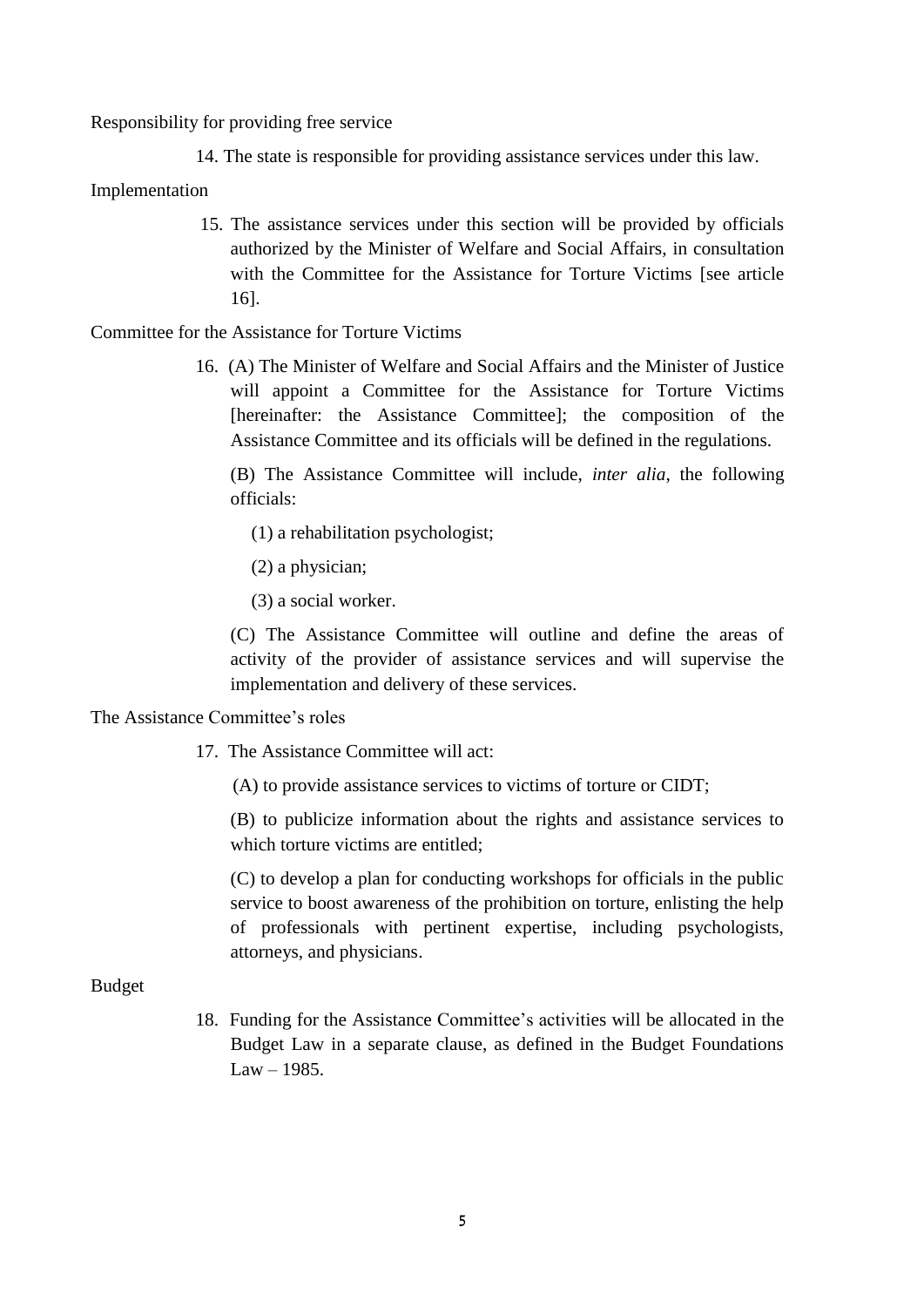Responsibility for providing free service

14. The state is responsible for providing assistance services under this law.

Implementation

15. The assistance services under this section will be provided by officials authorized by the Minister of Welfare and Social Affairs, in consultation with the Committee for the Assistance for Torture Victims [see article 16].

Committee for the Assistance for Torture Victims

16. (A) The Minister of Welfare and Social Affairs and the Minister of Justice will appoint a Committee for the Assistance for Torture Victims [hereinafter: the Assistance Committee]; the composition of the Assistance Committee and its officials will be defined in the regulations.

(B) The Assistance Committee will include, *inter alia*, the following officials:

(1) a rehabilitation psychologist;

(2) a physician;

(3) a social worker.

(C) The Assistance Committee will outline and define the areas of activity of the provider of assistance services and will supervise the implementation and delivery of these services.

The Assistance Committee's roles

17. The Assistance Committee will act:

(A) to provide assistance services to victims of torture or CIDT;

(B) to publicize information about the rights and assistance services to which torture victims are entitled;

(C) to develop a plan for conducting workshops for officials in the public service to boost awareness of the prohibition on torture, enlisting the help of professionals with pertinent expertise, including psychologists, attorneys, and physicians.

Budget

18. Funding for the Assistance Committee's activities will be allocated in the Budget Law in a separate clause, as defined in the Budget Foundations Law – 1985.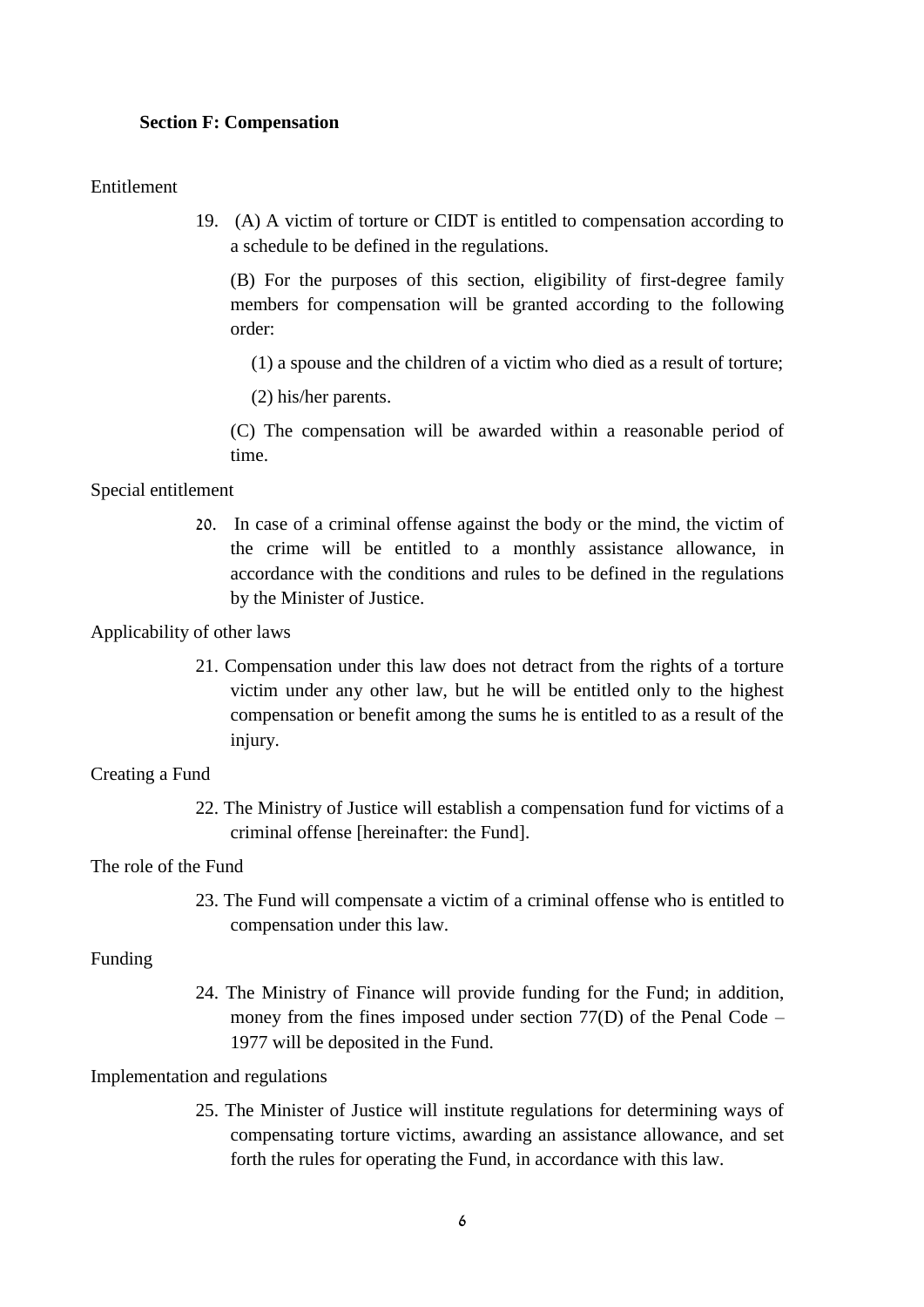**Section F: Compensation**

Entitlement

19. (A) A victim of torture or CIDT is entitled to compensation according to a schedule to be defined in the regulations.

    (B) For the purposes of this section, eligibility of first-degree family members for compensation will be granted according to the following order:

    (1) a spouse and the children of a victim who died as a result of torture;

    (2) his/her parents.

    (C) The compensation will be awarded within a reasonable period of time.

Special entitlement

20. In case of a criminal offense against the body or the mind, the victim of the crime will be entitled to a monthly assistance allowance, in accordance with the conditions and rules to be defined in the regulations by the Minister of Justice.

Applicability of other laws

21. Compensation under this law does not detract from the rights of a torture victim under any other law, but he will be entitled only to the highest compensation or benefit among the sums he is entitled to as a result of the injury.

Creating a Fund

22. The Ministry of Justice will establish a compensation fund for victims of a criminal offense [hereinafter: the Fund].

The role of the Fund

23. The Fund will compensate a victim of a criminal offense who is entitled to compensation under this law.

Funding

24. The Ministry of Finance will provide funding for the Fund; in addition, money from the fines imposed under section 77(D) of the Penal Code – 1977 will be deposited in the Fund.

Implementation and regulations

25. The Minister of Justice will institute regulations for determining ways of compensating torture victims, awarding an assistance allowance, and set forth the rules for operating the Fund, in accordance with this law.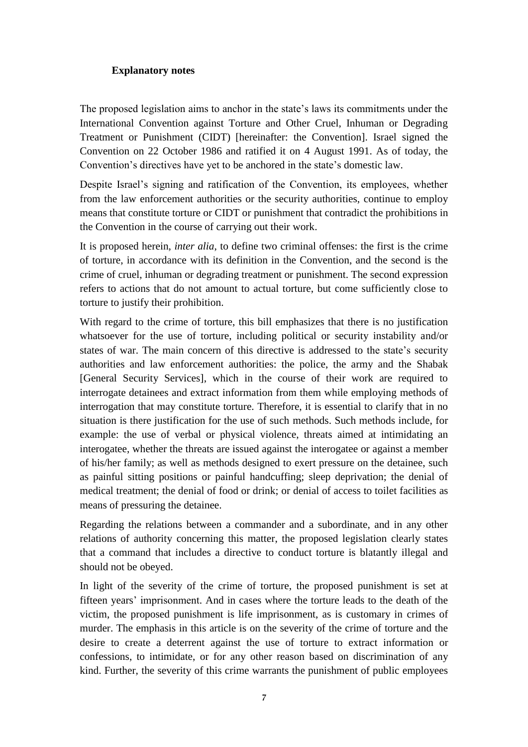**Explanatory notes**

The proposed legislation aims to anchor in the state's laws its commitments under the International Convention against Torture and Other Cruel, Inhuman or Degrading Treatment or Punishment (CIDT) [hereinafter: the Convention]. Israel signed the Convention on 22 October 1986 and ratified it on 4 August 1991. As of today, the Convention's directives have yet to be anchored in the state's domestic law.

Despite Israel's signing and ratification of the Convention, its employees, whether from the law enforcement authorities or the security authorities, continue to employ means that constitute torture or CIDT or punishment that contradict the prohibitions in the Convention in the course of carrying out their work.

It is proposed herein, *inter alia*, to define two criminal offenses: the first is the crime of torture, in accordance with its definition in the Convention, and the second is the crime of cruel, inhuman or degrading treatment or punishment. The second expression refers to actions that do not amount to actual torture, but come sufficiently close to torture to justify their prohibition.

With regard to the crime of torture, this bill emphasizes that there is no justification whatsoever for the use of torture, including political or security instability and/or states of war. The main concern of this directive is addressed to the state's security authorities and law enforcement authorities: the police, the army and the Shabak [General Security Services], which in the course of their work are required to interrogate detainees and extract information from them while employing methods of interrogation that may constitute torture. Therefore, it is essential to clarify that in no situation is there justification for the use of such methods. Such methods include, for example: the use of verbal or physical violence, threats aimed at intimidating an interogatee, whether the threats are issued against the interogatee or against a member of his/her family; as well as methods designed to exert pressure on the detainee, such as painful sitting positions or painful handcuffing; sleep deprivation; the denial of medical treatment; the denial of food or drink; or denial of access to toilet facilities as means of pressuring the detainee.

Regarding the relations between a commander and a subordinate, and in any other relations of authority concerning this matter, the proposed legislation clearly states that a command that includes a directive to conduct torture is blatantly illegal and should not be obeyed.

In light of the severity of the crime of torture, the proposed punishment is set at fifteen years' imprisonment. And in cases where the torture leads to the death of the victim, the proposed punishment is life imprisonment, as is customary in crimes of murder. The emphasis in this article is on the severity of the crime of torture and the desire to create a deterrent against the use of torture to extract information or confessions, to intimidate, or for any other reason based on discrimination of any kind. Further, the severity of this crime warrants the punishment of public employees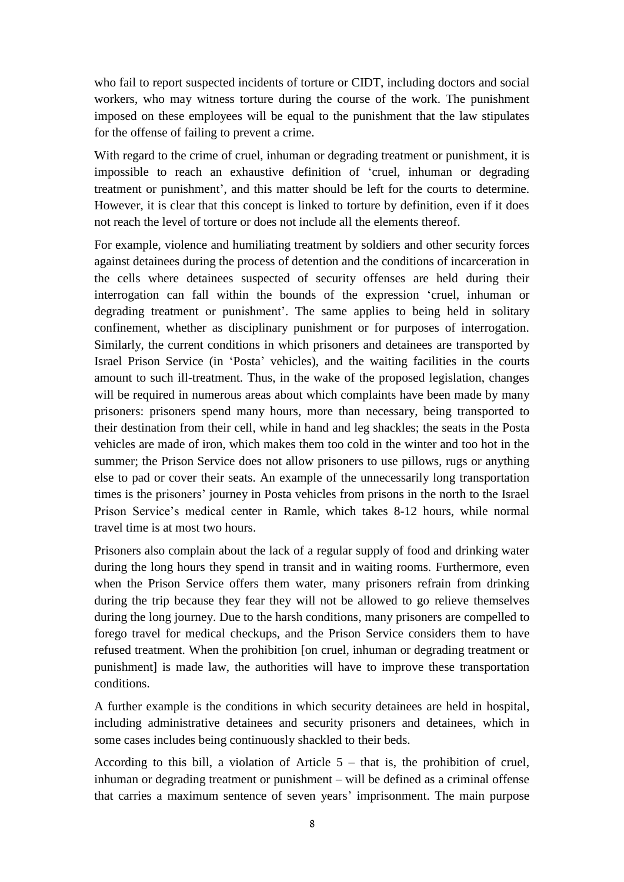who fail to report suspected incidents of torture or CIDT, including doctors and social workers, who may witness torture during the course of the work. The punishment imposed on these employees will be equal to the punishment that the law stipulates for the offense of failing to prevent a crime.

With regard to the crime of cruel, inhuman or degrading treatment or punishment, it is impossible to reach an exhaustive definition of 'cruel, inhuman or degrading treatment or punishment', and this matter should be left for the courts to determine. However, it is clear that this concept is linked to torture by definition, even if it does not reach the level of torture or does not include all the elements thereof.

For example, violence and humiliating treatment by soldiers and other security forces against detainees during the process of detention and the conditions of incarceration in the cells where detainees suspected of security offenses are held during their interrogation can fall within the bounds of the expression 'cruel, inhuman or degrading treatment or punishment'. The same applies to being held in solitary confinement, whether as disciplinary punishment or for purposes of interrogation. Similarly, the current conditions in which prisoners and detainees are transported by Israel Prison Service (in 'Posta' vehicles), and the waiting facilities in the courts amount to such ill-treatment. Thus, in the wake of the proposed legislation, changes will be required in numerous areas about which complaints have been made by many prisoners: prisoners spend many hours, more than necessary, being transported to their destination from their cell, while in hand and leg shackles; the seats in the Posta vehicles are made of iron, which makes them too cold in the winter and too hot in the summer; the Prison Service does not allow prisoners to use pillows, rugs or anything else to pad or cover their seats. An example of the unnecessarily long transportation times is the prisoners' journey in Posta vehicles from prisons in the north to the Israel Prison Service's medical center in Ramle, which takes 8-12 hours, while normal travel time is at most two hours.

Prisoners also complain about the lack of a regular supply of food and drinking water during the long hours they spend in transit and in waiting rooms. Furthermore, even when the Prison Service offers them water, many prisoners refrain from drinking during the trip because they fear they will not be allowed to go relieve themselves during the long journey. Due to the harsh conditions, many prisoners are compelled to forego travel for medical checkups, and the Prison Service considers them to have refused treatment. When the prohibition [on cruel, inhuman or degrading treatment or punishment] is made law, the authorities will have to improve these transportation conditions.

A further example is the conditions in which security detainees are held in hospital, including administrative detainees and security prisoners and detainees, which in some cases includes being continuously shackled to their beds.

According to this bill, a violation of Article 5 – that is, the prohibition of cruel, inhuman or degrading treatment or punishment – will be defined as a criminal offense that carries a maximum sentence of seven years' imprisonment. The main purpose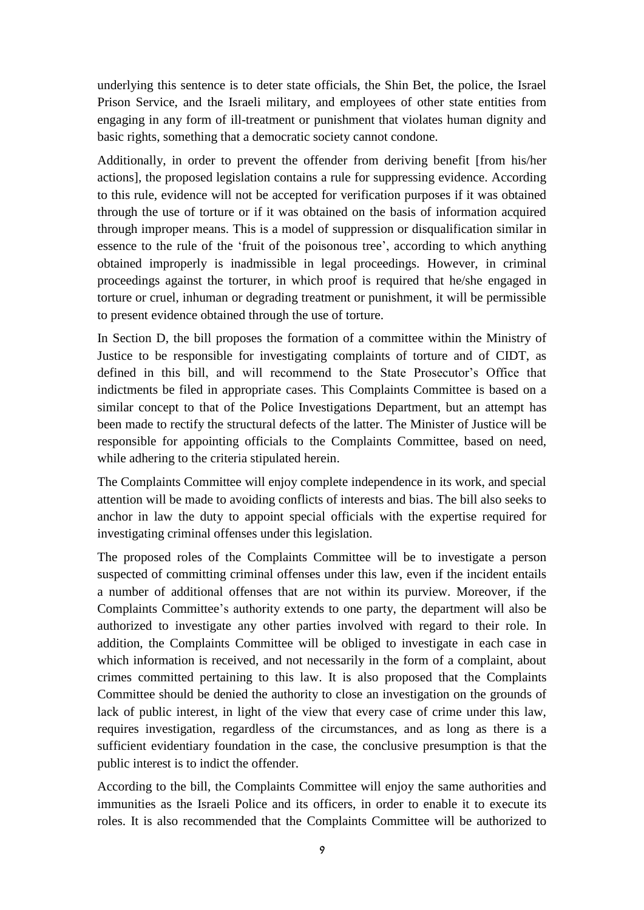underlying this sentence is to deter state officials, the Shin Bet, the police, the Israel Prison Service, and the Israeli military, and employees of other state entities from engaging in any form of ill-treatment or punishment that violates human dignity and basic rights, something that a democratic society cannot condone.

Additionally, in order to prevent the offender from deriving benefit [from his/her actions], the proposed legislation contains a rule for suppressing evidence. According to this rule, evidence will not be accepted for verification purposes if it was obtained through the use of torture or if it was obtained on the basis of information acquired through improper means. This is a model of suppression or disqualification similar in essence to the rule of the 'fruit of the poisonous tree', according to which anything obtained improperly is inadmissible in legal proceedings. However, in criminal proceedings against the torturer, in which proof is required that he/she engaged in torture or cruel, inhuman or degrading treatment or punishment, it will be permissible to present evidence obtained through the use of torture.

In Section D, the bill proposes the formation of a committee within the Ministry of Justice to be responsible for investigating complaints of torture and of CIDT, as defined in this bill, and will recommend to the State Prosecutor's Office that indictments be filed in appropriate cases. This Complaints Committee is based on a similar concept to that of the Police Investigations Department, but an attempt has been made to rectify the structural defects of the latter. The Minister of Justice will be responsible for appointing officials to the Complaints Committee, based on need, while adhering to the criteria stipulated herein.

The Complaints Committee will enjoy complete independence in its work, and special attention will be made to avoiding conflicts of interests and bias. The bill also seeks to anchor in law the duty to appoint special officials with the expertise required for investigating criminal offenses under this legislation.

The proposed roles of the Complaints Committee will be to investigate a person suspected of committing criminal offenses under this law, even if the incident entails a number of additional offenses that are not within its purview. Moreover, if the Complaints Committee's authority extends to one party, the department will also be authorized to investigate any other parties involved with regard to their role. In addition, the Complaints Committee will be obliged to investigate in each case in which information is received, and not necessarily in the form of a complaint, about crimes committed pertaining to this law. It is also proposed that the Complaints Committee should be denied the authority to close an investigation on the grounds of lack of public interest, in light of the view that every case of crime under this law, requires investigation, regardless of the circumstances, and as long as there is a sufficient evidentiary foundation in the case, the conclusive presumption is that the public interest is to indict the offender.

According to the bill, the Complaints Committee will enjoy the same authorities and immunities as the Israeli Police and its officers, in order to enable it to execute its roles. It is also recommended that the Complaints Committee will be authorized to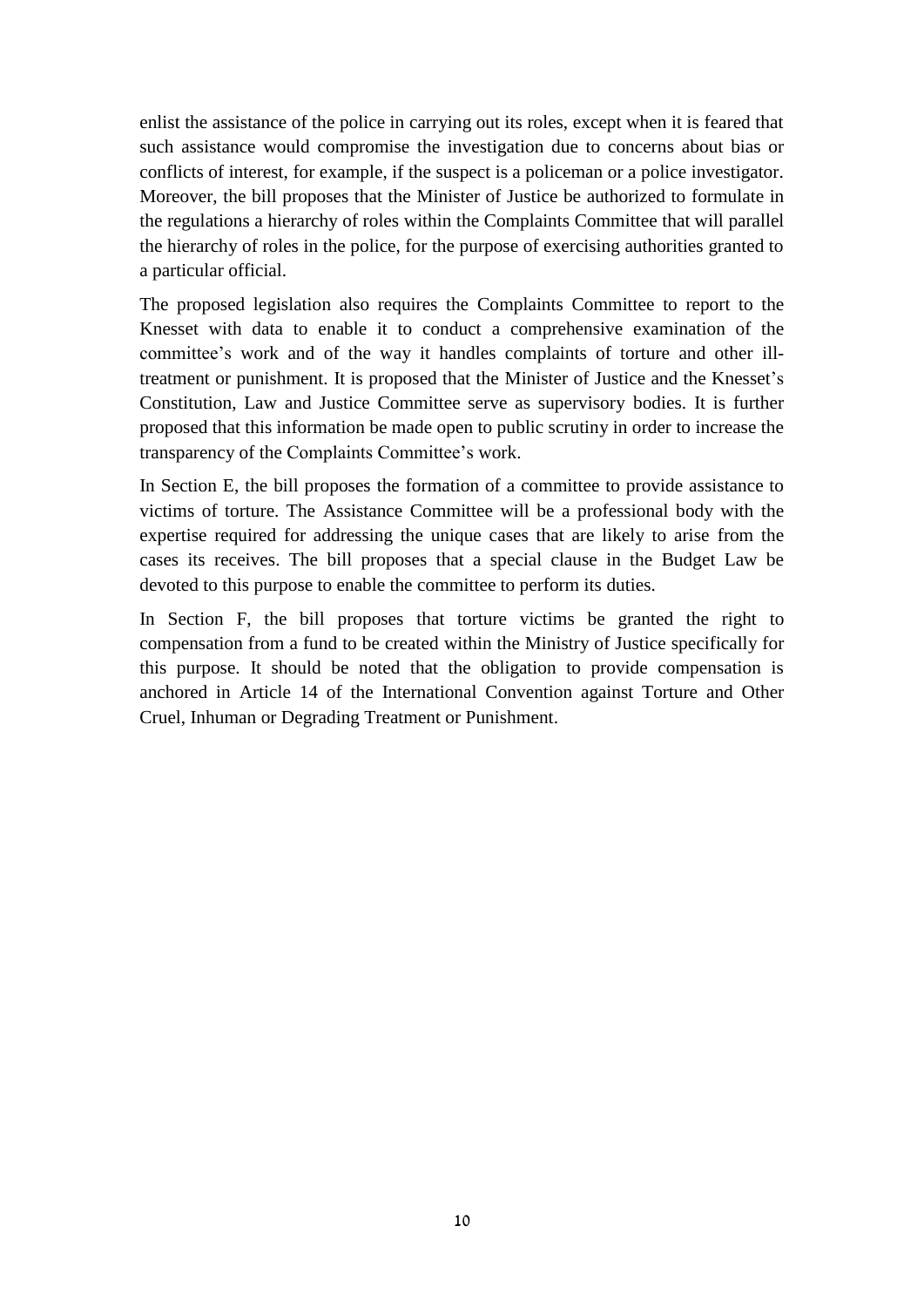enlist the assistance of the police in carrying out its roles, except when it is feared that such assistance would compromise the investigation due to concerns about bias or conflicts of interest, for example, if the suspect is a policeman or a police investigator. Moreover, the bill proposes that the Minister of Justice be authorized to formulate in the regulations a hierarchy of roles within the Complaints Committee that will parallel the hierarchy of roles in the police, for the purpose of exercising authorities granted to a particular official.

The proposed legislation also requires the Complaints Committee to report to the Knesset with data to enable it to conduct a comprehensive examination of the committee's work and of the way it handles complaints of torture and other ill-treatment or punishment. It is proposed that the Minister of Justice and the Knesset's Constitution, Law and Justice Committee serve as supervisory bodies. It is further proposed that this information be made open to public scrutiny in order to increase the transparency of the Complaints Committee's work.

In Section E, the bill proposes the formation of a committee to provide assistance to victims of torture. The Assistance Committee will be a professional body with the expertise required for addressing the unique cases that are likely to arise from the cases its receives. The bill proposes that a special clause in the Budget Law be devoted to this purpose to enable the committee to perform its duties.

In Section F, the bill proposes that torture victims be granted the right to compensation from a fund to be created within the Ministry of Justice specifically for this purpose. It should be noted that the obligation to provide compensation is anchored in Article 14 of the International Convention against Torture and Other Cruel, Inhuman or Degrading Treatment or Punishment.